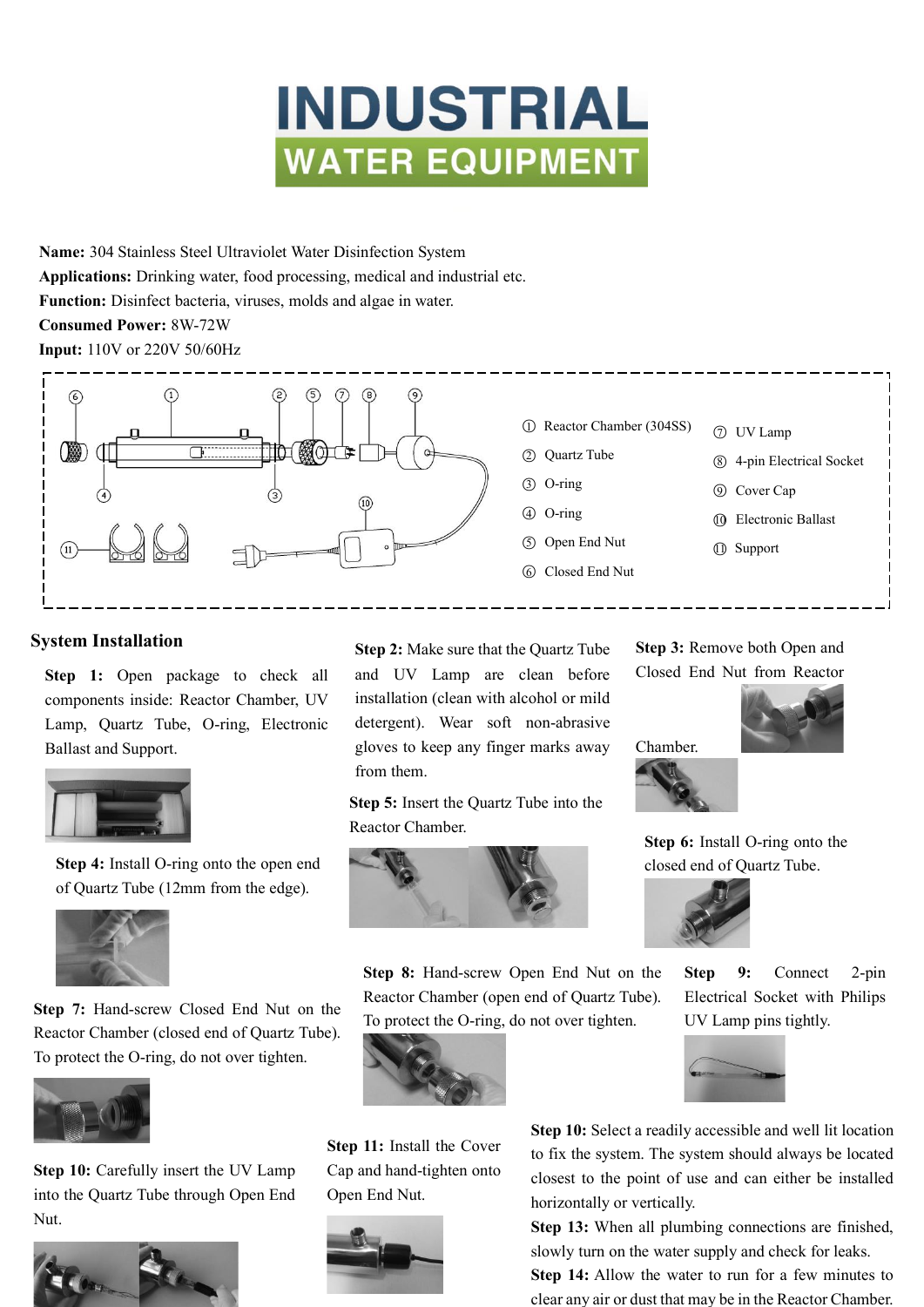# INDUSTRIAL WATER EQUIPMENT

**Name:** 304 Stainless Steel Ultraviolet Water Disinfection System
**Applications:** Drinking water, food processing, medical and industrial etc.
**Function:** Disinfect bacteria, viruses, molds and algae in water.
**Consumed Power:** 8W-72W
**Input:** 110V or 220V 50/60Hz

① Reactor Chamber (304SS)
② Quartz Tube
③ O-ring
④ O-ring
⑤ Open End Nut
⑥ Closed End Nut
⑦ UV Lamp
⑧ 4-pin Electrical Socket
⑨ Cover Cap
⑩ Electronic Ballast
⑪ Support

## System Installation

**Step 1:** Open package to check all components inside: Reactor Chamber, UV Lamp, Quartz Tube, O-ring, Electronic Ballast and Support.

**Step 2:** Make sure that the Quartz Tube and UV Lamp are clean before installation (clean with alcohol or mild detergent). Wear soft non-abrasive gloves to keep any finger marks away from them.

**Step 3:** Remove both Open and Closed End Nut from Reactor Chamber.

**Step 4:** Install O-ring onto the open end of Quartz Tube (12mm from the edge).

**Step 5:** Insert the Quartz Tube into the Reactor Chamber.

**Step 6:** Install O-ring onto the closed end of Quartz Tube.

**Step 7:** Hand-screw Closed End Nut on the Reactor Chamber (closed end of Quartz Tube). To protect the O-ring, do not over tighten.

**Step 8:** Hand-screw Open End Nut on the Reactor Chamber (open end of Quartz Tube). To protect the O-ring, do not over tighten.

**Step 9:** Connect 2-pin Electrical Socket with Philips UV Lamp pins tightly.

**Step 10:** Carefully insert the UV Lamp into the Quartz Tube through Open End Nut.

**Step 11:** Install the Cover Cap and hand-tighten onto Open End Nut.

**Step 10:** Select a readily accessible and well lit location to fix the system. The system should always be located closest to the point of use and can either be installed horizontally or vertically.

**Step 13:** When all plumbing connections are finished, slowly turn on the water supply and check for leaks.

**Step 14:** Allow the water to run for a few minutes to clear any air or dust that may be in the Reactor Chamber.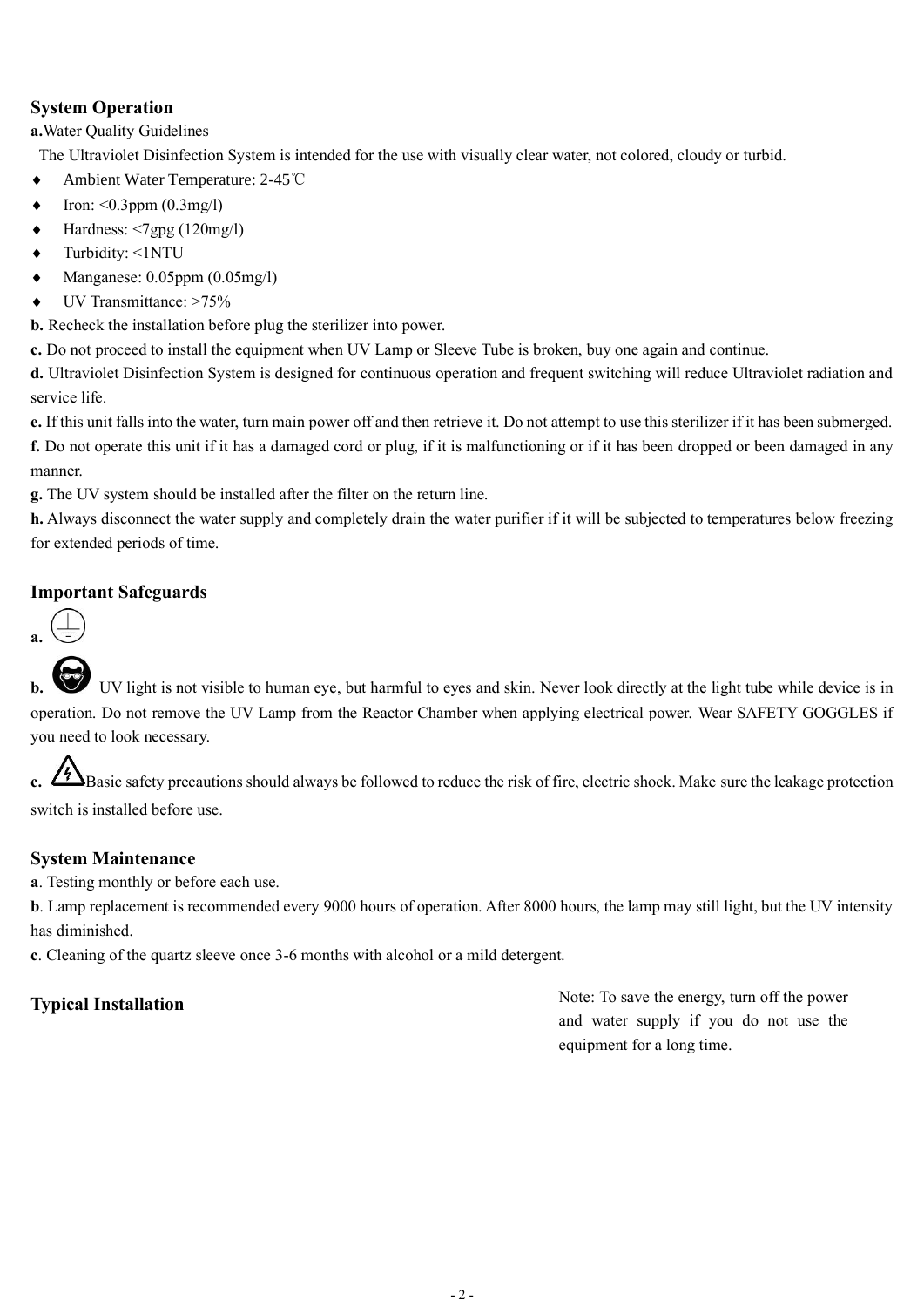## System Operation

**a.**Water Quality Guidelines

The Ultraviolet Disinfection System is intended for the use with visually clear water, not colored, cloudy or turbid.

- Ambient Water Temperature: 2-45℃
- Iron: <0.3ppm (0.3mg/l)
- Hardness: <7gpg (120mg/l)
- Turbidity: <1NTU
- Manganese: 0.05ppm (0.05mg/l)
- UV Transmittance: >75%

**b.** Recheck the installation before plug the sterilizer into power.

**c.** Do not proceed to install the equipment when UV Lamp or Sleeve Tube is broken, buy one again and continue.

**d.** Ultraviolet Disinfection System is designed for continuous operation and frequent switching will reduce Ultraviolet radiation and service life.

**e.** If this unit falls into the water, turn main power off and then retrieve it. Do not attempt to use this sterilizer if it has been submerged.

**f.** Do not operate this unit if it has a damaged cord or plug, if it is malfunctioning or if it has been dropped or been damaged in any manner.

**g.** The UV system should be installed after the filter on the return line.

**h.** Always disconnect the water supply and completely drain the water purifier if it will be subjected to temperatures below freezing for extended periods of time.

## Important Safeguards

**a.**

**b.** UV light is not visible to human eye, but harmful to eyes and skin. Never look directly at the light tube while device is in operation. Do not remove the UV Lamp from the Reactor Chamber when applying electrical power. Wear SAFETY GOGGLES if you need to look necessary.

**c.** Basic safety precautions should always be followed to reduce the risk of fire, electric shock. Make sure the leakage protection switch is installed before use.

## System Maintenance

**a**. Testing monthly or before each use.

**b**. Lamp replacement is recommended every 9000 hours of operation. After 8000 hours, the lamp may still light, but the UV intensity has diminished.

**c**. Cleaning of the quartz sleeve once 3-6 months with alcohol or a mild detergent.

## Typical Installation

Note: To save the energy, turn off the power and water supply if you do not use the equipment for a long time.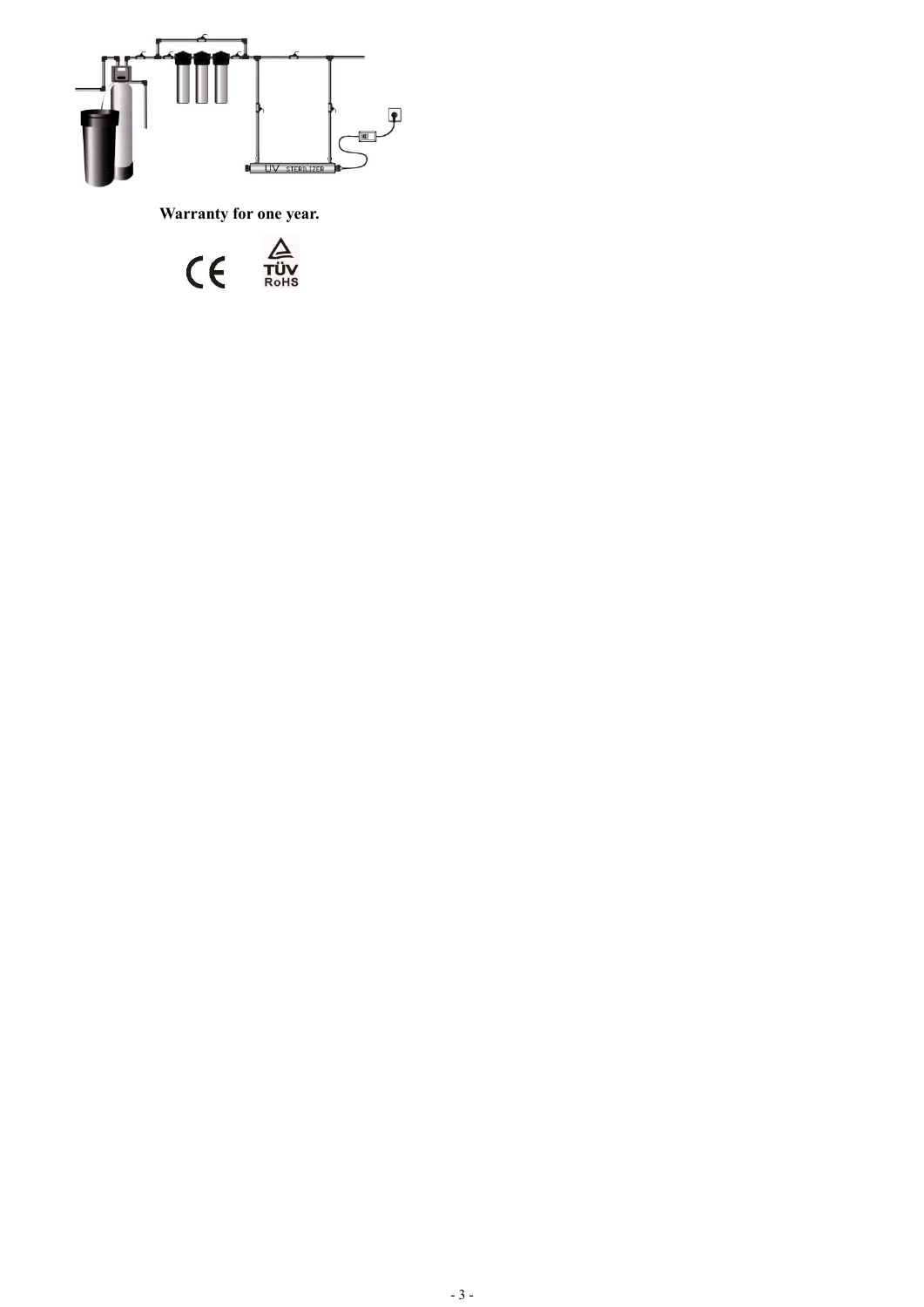**Warranty for one year.**